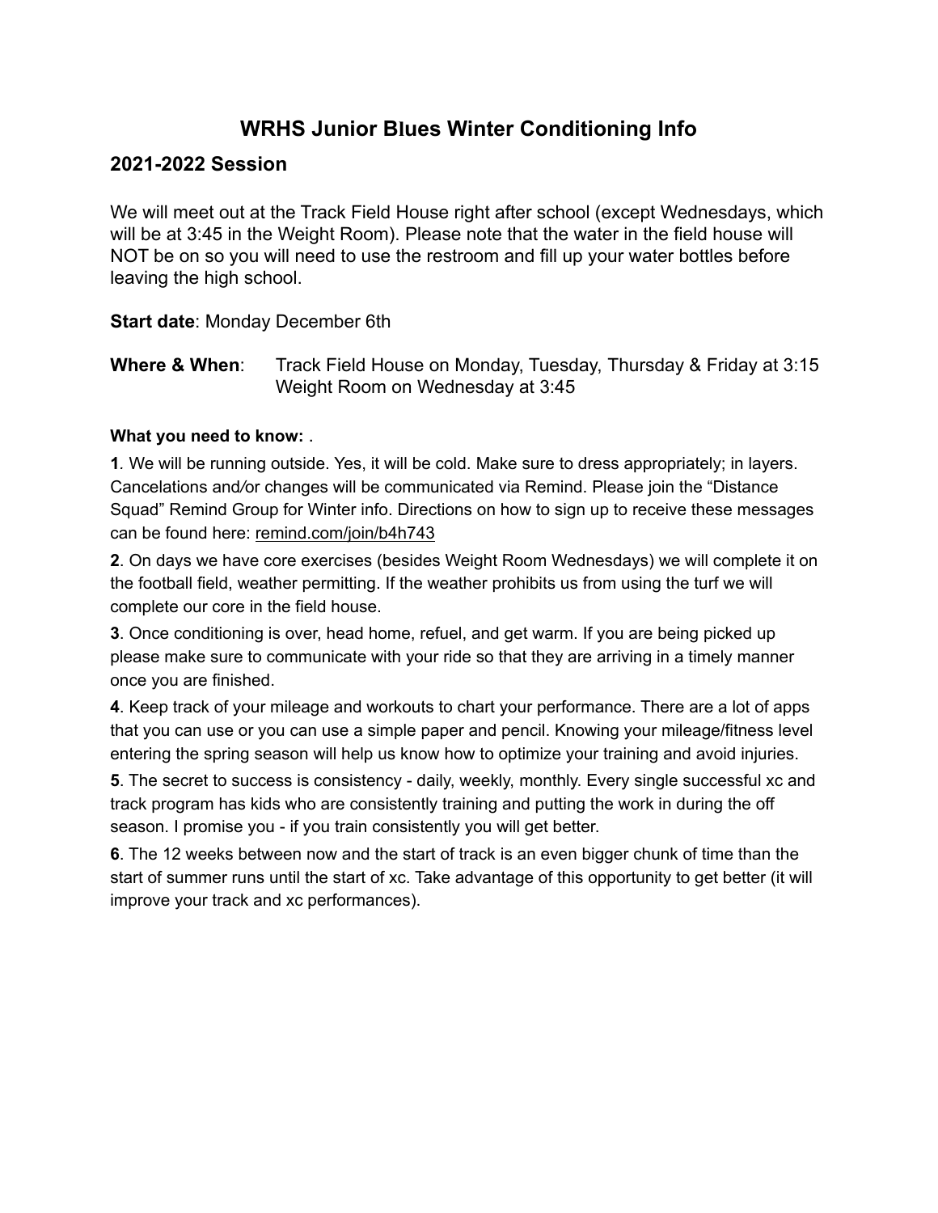# WRHS Junior Blues Winter Conditioning Info

## 2021-2022 Session

We will meet out at the Track Field House right after school (except Wednesdays, which will be at 3:45 in the Weight Room). Please note that the water in the field house will NOT be on so you will need to use the restroom and fill up your water bottles before leaving the high school.

**Start date**: Monday December 6th

**Where & When**: Track Field House on Monday, Tuesday, Thursday & Friday at 3:15
Weight Room on Wednesday at 3:45

**What you need to know:** .

**1**. We will be running outside. Yes, it will be cold. Make sure to dress appropriately; in layers. Cancelations and/or changes will be communicated via Remind. Please join the "Distance Squad" Remind Group for Winter info. Directions on how to sign up to receive these messages can be found here: remind.com/join/b4h743

**2**. On days we have core exercises (besides Weight Room Wednesdays) we will complete it on the football field, weather permitting. If the weather prohibits us from using the turf we will complete our core in the field house.

**3**. Once conditioning is over, head home, refuel, and get warm. If you are being picked up please make sure to communicate with your ride so that they are arriving in a timely manner once you are finished.

**4**. Keep track of your mileage and workouts to chart your performance. There are a lot of apps that you can use or you can use a simple paper and pencil. Knowing your mileage/fitness level entering the spring season will help us know how to optimize your training and avoid injuries.

**5**. The secret to success is consistency - daily, weekly, monthly. Every single successful xc and track program has kids who are consistently training and putting the work in during the off season. I promise you - if you train consistently you will get better.

**6**. The 12 weeks between now and the start of track is an even bigger chunk of time than the start of summer runs until the start of xc. Take advantage of this opportunity to get better (it will improve your track and xc performances).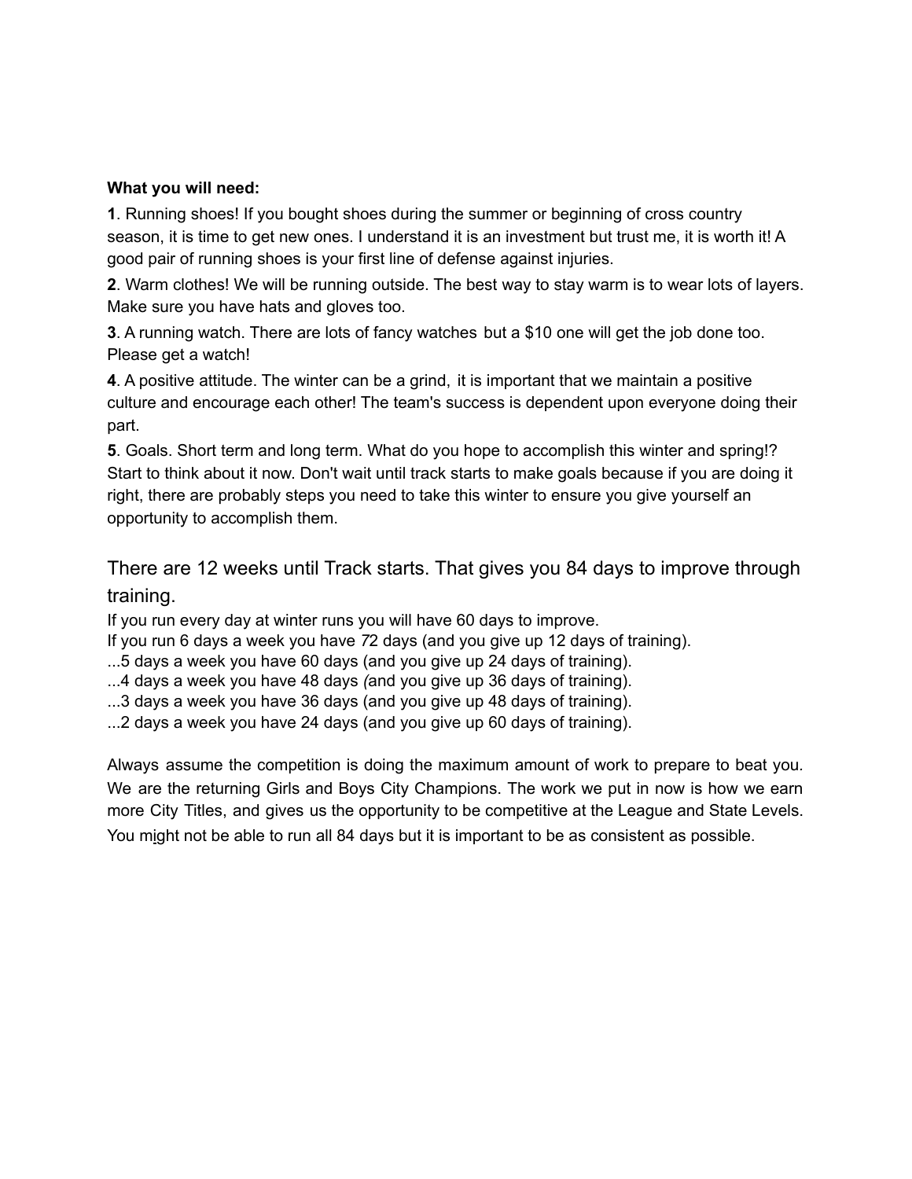**What you will need:**

**1**. Running shoes! If you bought shoes during the summer or beginning of cross country season, it is time to get new ones. I understand it is an investment but trust me, it is worth it! A good pair of running shoes is your first line of defense against injuries.

**2**. Warm clothes! We will be running outside. The best way to stay warm is to wear lots of layers. Make sure you have hats and gloves too.

**3**. A running watch. There are lots of fancy watches but a $10 one will get the job done too. Please get a watch!

**4**. A positive attitude. The winter can be a grind, it is important that we maintain a positive culture and encourage each other! The team's success is dependent upon everyone doing their part.

**5**. Goals. Short term and long term. What do you hope to accomplish this winter and spring!? Start to think about it now. Don't wait until track starts to make goals because if you are doing it right, there are probably steps you need to take this winter to ensure you give yourself an opportunity to accomplish them.

### There are 12 weeks until Track starts. That gives you 84 days to improve through training.

If you run every day at winter runs you will have 60 days to improve.
If you run 6 days a week you have 72 days (and you give up 12 days of training).
...5 days a week you have 60 days (and you give up 24 days of training).
...4 days a week you have 48 days (and you give up 36 days of training).
...3 days a week you have 36 days (and you give up 48 days of training).
...2 days a week you have 24 days (and you give up 60 days of training).

Always assume the competition is doing the maximum amount of work to prepare to beat you. We are the returning Girls and Boys City Champions. The work we put in now is how we earn more City Titles, and gives us the opportunity to be competitive at the League and State Levels. You might not be able to run all 84 days but it is important to be as consistent as possible.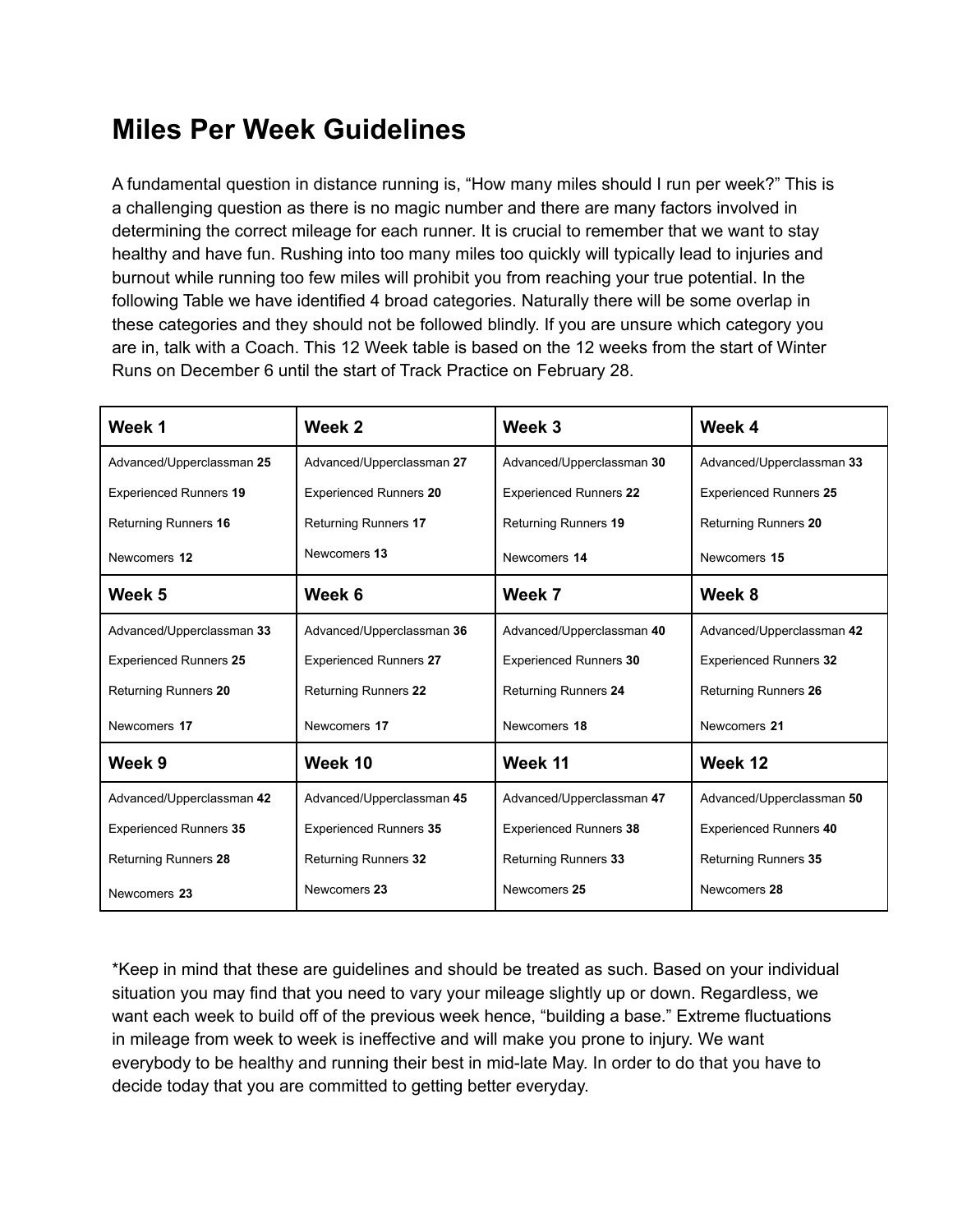# Miles Per Week Guidelines

A fundamental question in distance running is, “How many miles should I run per week?” This is a challenging question as there is no magic number and there are many factors involved in determining the correct mileage for each runner. It is crucial to remember that we want to stay healthy and have fun. Rushing into too many miles too quickly will typically lead to injuries and burnout while running too few miles will prohibit you from reaching your true potential. In the following Table we have identified 4 broad categories. Naturally there will be some overlap in these categories and they should not be followed blindly. If you are unsure which category you are in, talk with a Coach. This 12 Week table is based on the 12 weeks from the start of Winter Runs on December 6 until the start of Track Practice on February 28.

| **Week 1** | **Week 2** | **Week 3** | **Week 4** |
|---|---|---|---|
| Advanced/Upperclassman **25** | Advanced/Upperclassman **27** | Advanced/Upperclassman **30** | Advanced/Upperclassman **33** |
| Experienced Runners **19** | Experienced Runners **20** | Experienced Runners **22** | Experienced Runners **25** |
| Returning Runners **16** | Returning Runners **17** | Returning Runners **19** | Returning Runners **20** |
| Newcomers **12** | Newcomers **13** | Newcomers **14** | Newcomers **15** |
| **Week 5** | **Week 6** | **Week 7** | **Week 8** |
| Advanced/Upperclassman **33** | Advanced/Upperclassman **36** | Advanced/Upperclassman **40** | Advanced/Upperclassman **42** |
| Experienced Runners **25** | Experienced Runners **27** | Experienced Runners **30** | Experienced Runners **32** |
| Returning Runners **20** | Returning Runners **22** | Returning Runners **24** | Returning Runners **26** |
| Newcomers **17** | Newcomers **17** | Newcomers **18** | Newcomers **21** |
| **Week 9** | **Week 10** | **Week 11** | **Week 12** |
| Advanced/Upperclassman **42** | Advanced/Upperclassman **45** | Advanced/Upperclassman **47** | Advanced/Upperclassman **50** |
| Experienced Runners **35** | Experienced Runners **35** | Experienced Runners **38** | Experienced Runners **40** |
| Returning Runners **28** | Returning Runners **32** | Returning Runners **33** | Returning Runners **35** |
| Newcomers **23** | Newcomers **23** | Newcomers **25** | Newcomers **28** |

*Keep in mind that these are guidelines and should be treated as such. Based on your individual situation you may find that you need to vary your mileage slightly up or down. Regardless, we want each week to build off of the previous week hence, “building a base.” Extreme fluctuations in mileage from week to week is ineffective and will make you prone to injury. We want everybody to be healthy and running their best in mid-late May. In order to do that you have to decide today that you are committed to getting better everyday.